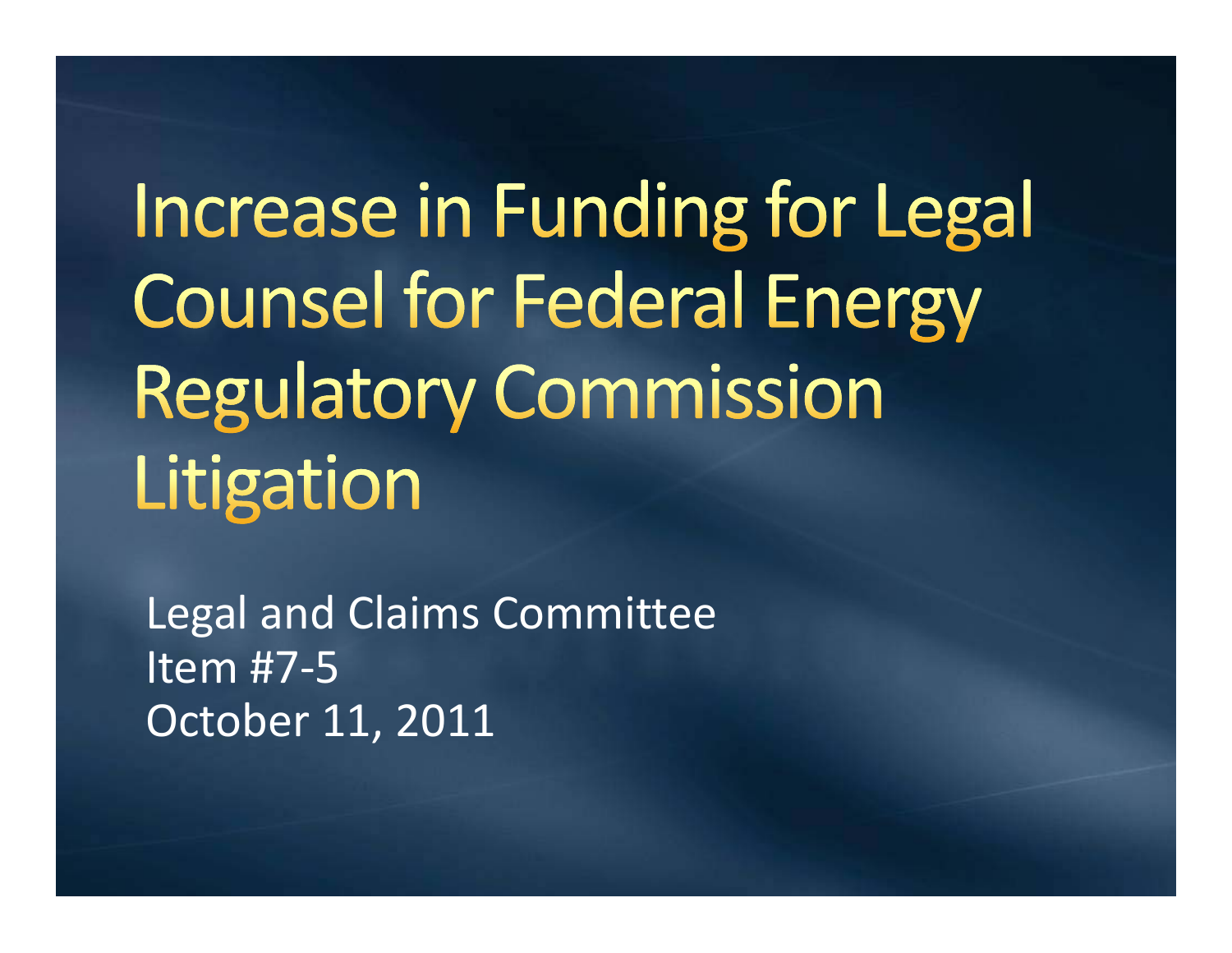# Increase in Funding for Legal Counsel for Federal Energy Regulatory Commission Litigation

Legal and Claims Committee
Item #7-5
October 11, 2011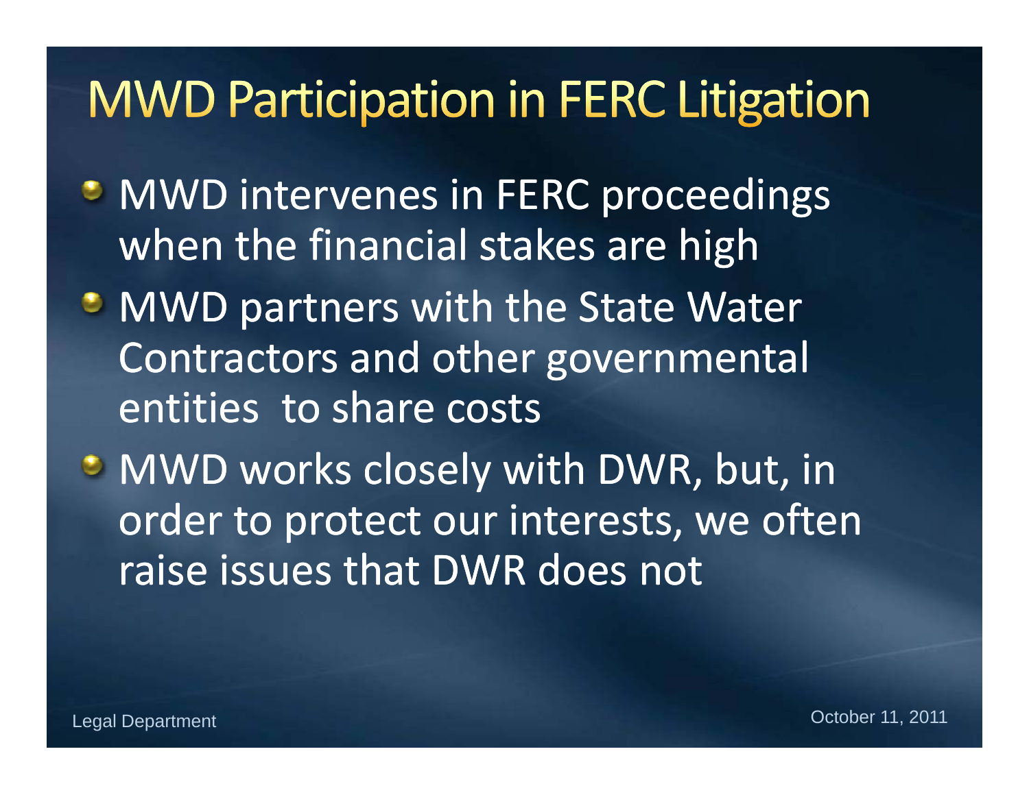# MWD Participation in FERC Litigation

- MWD intervenes in FERC proceedings when the financial stakes are high
- MWD partners with the State Water Contractors and other governmental entities to share costs
- MWD works closely with DWR, but, in order to protect our interests, we often raise issues that DWR does not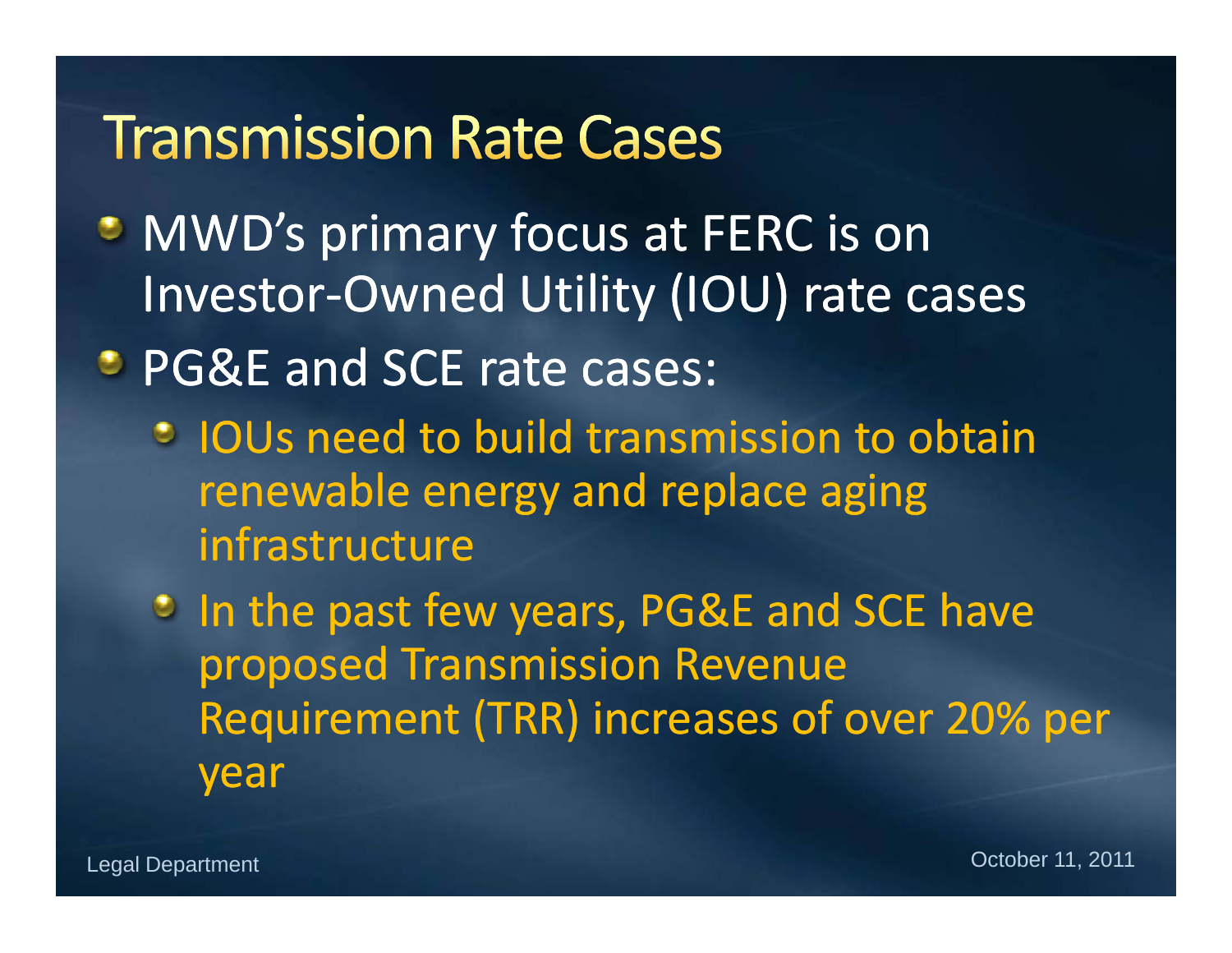# Transmission Rate Cases

- MWD's primary focus at FERC is on Investor-Owned Utility (IOU) rate cases
- PG&E and SCE rate cases:
  - IOUs need to build transmission to obtain renewable energy and replace aging infrastructure
  - In the past few years, PG&E and SCE have proposed Transmission Revenue Requirement (TRR) increases of over 20% per year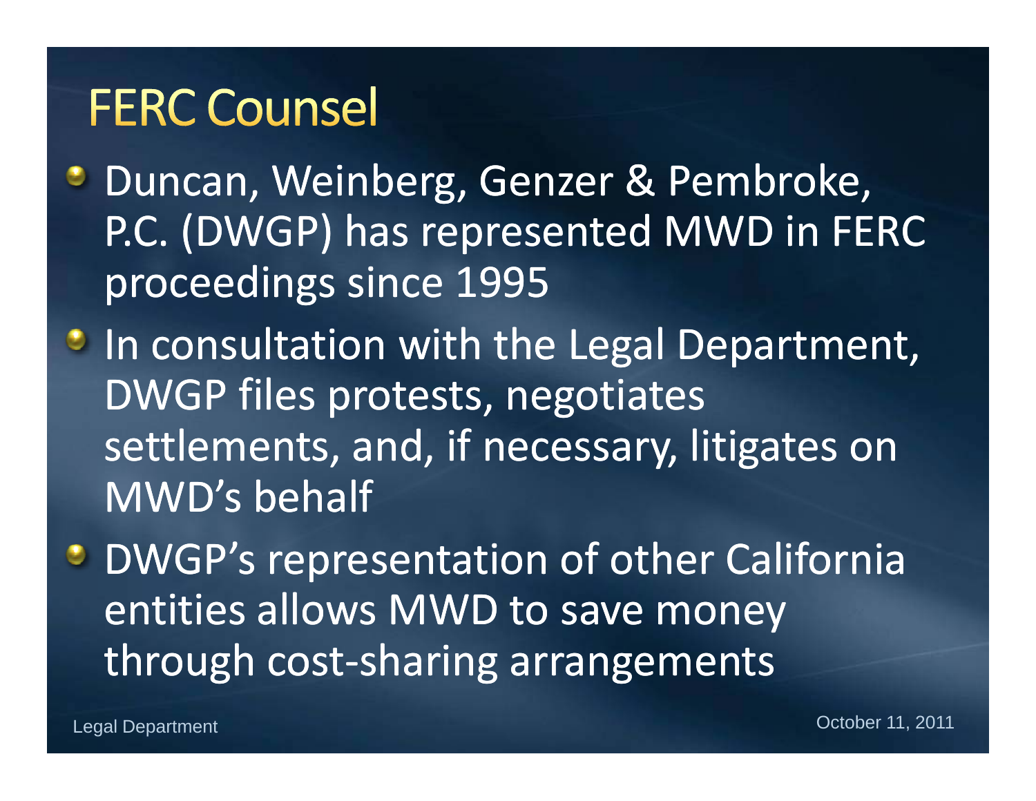# FERC Counsel

- Duncan, Weinberg, Genzer & Pembroke, P.C. (DWGP) has represented MWD in FERC proceedings since 1995
- In consultation with the Legal Department, DWGP files protests, negotiates settlements, and, if necessary, litigates on MWD's behalf
- DWGP's representation of other California entities allows MWD to save money through cost-sharing arrangements

Legal Department

October 11, 2011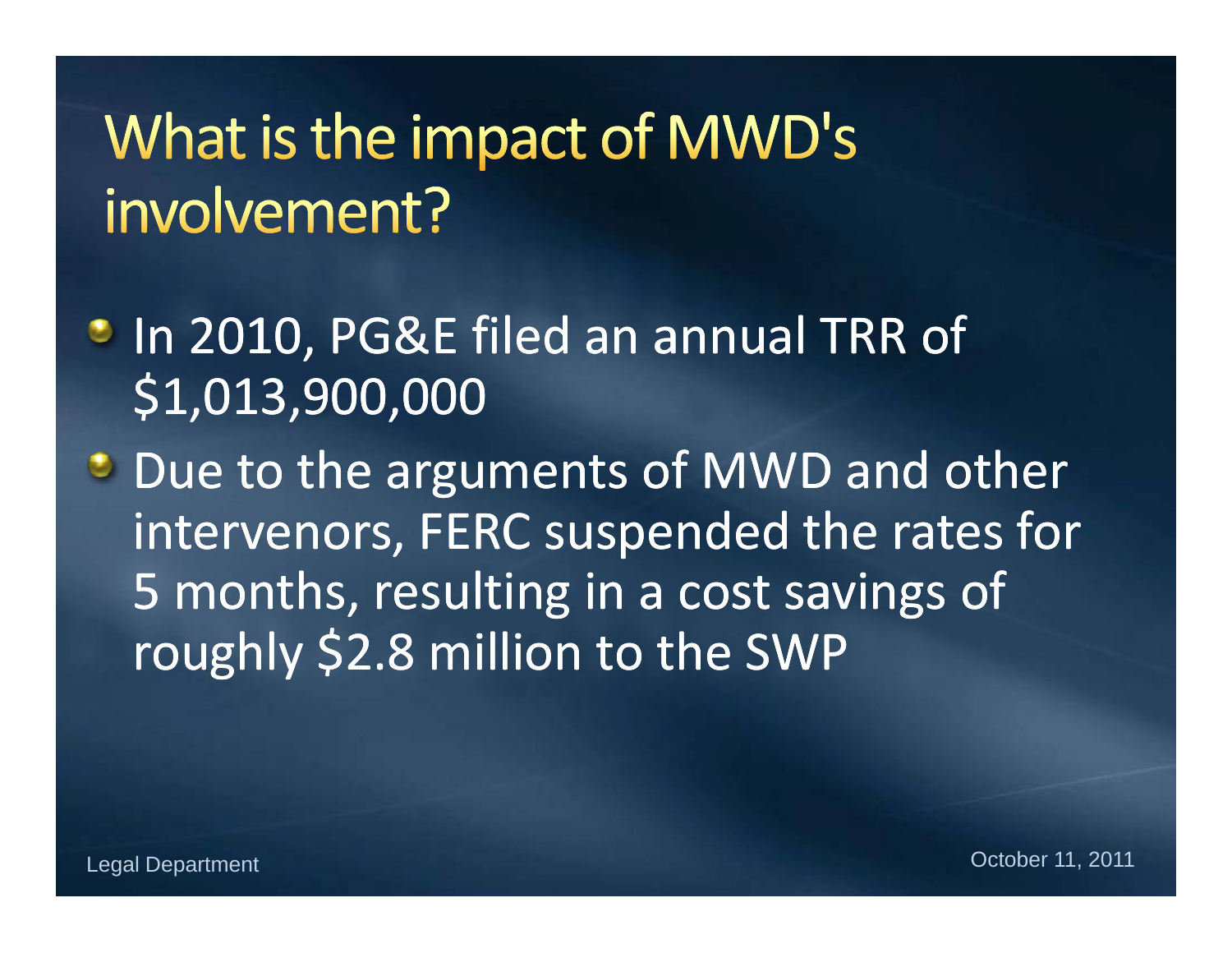# What is the impact of MWD's involvement?

- In 2010, PG&E filed an annual TRR of $1,013,900,000
- Due to the arguments of MWD and other intervenors, FERC suspended the rates for 5 months, resulting in a cost savings of roughly $2.8 million to the SWP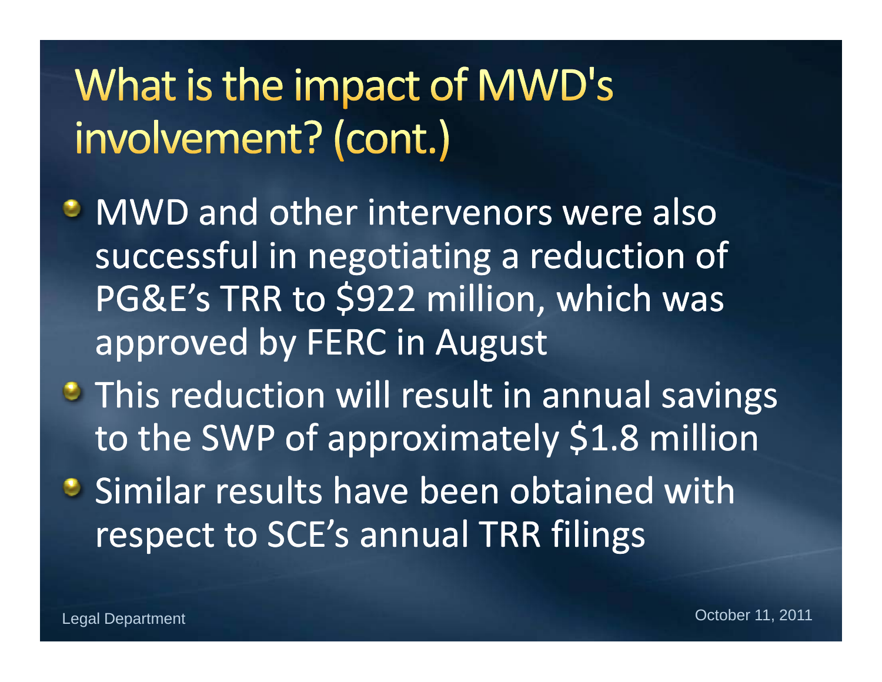# What is the impact of MWD's involvement? (cont.)

- MWD and other intervenors were also successful in negotiating a reduction of PG&E's TRR to $922 million, which was approved by FERC in August
- This reduction will result in annual savings to the SWP of approximately $1.8 million
- Similar results have been obtained with respect to SCE's annual TRR filings

Legal Department

October 11, 2011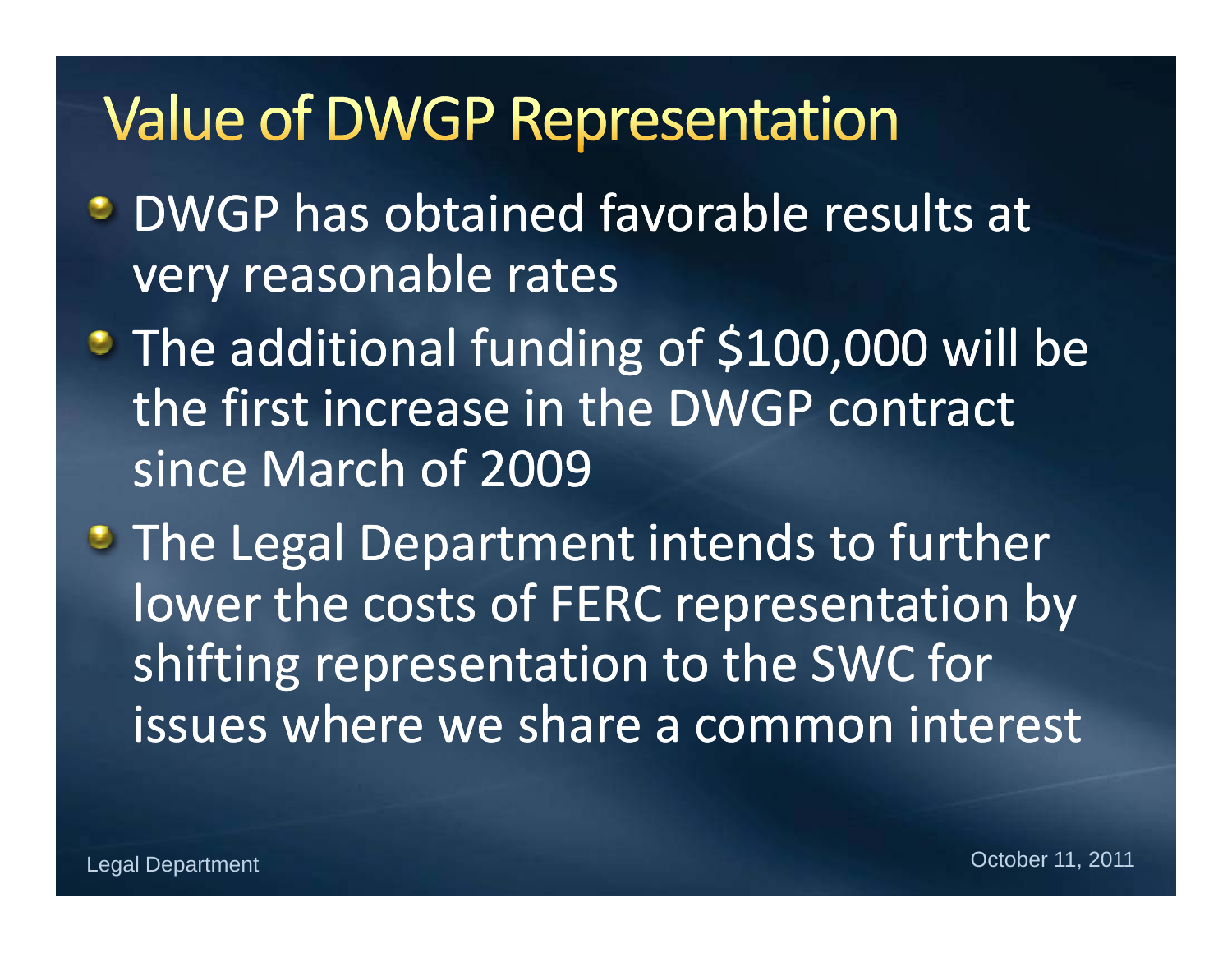# Value of DWGP Representation

- DWGP has obtained favorable results at very reasonable rates
- The additional funding of $100,000 will be the first increase in the DWGP contract since March of 2009
- The Legal Department intends to further lower the costs of FERC representation by shifting representation to the SWC for issues where we share a common interest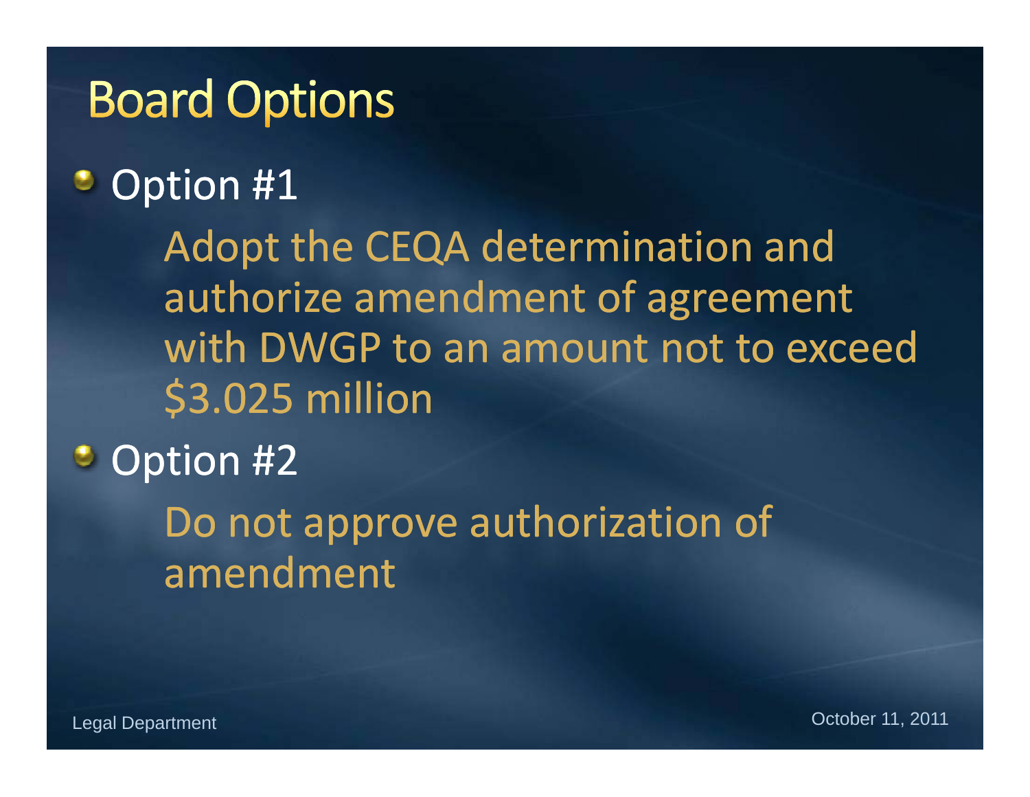# Board Options

- Option #1

  Adopt the CEQA determination and authorize amendment of agreement with DWGP to an amount not to exceed $3.025 million

- Option #2

  Do not approve authorization of amendment

Legal Department

October 11, 2011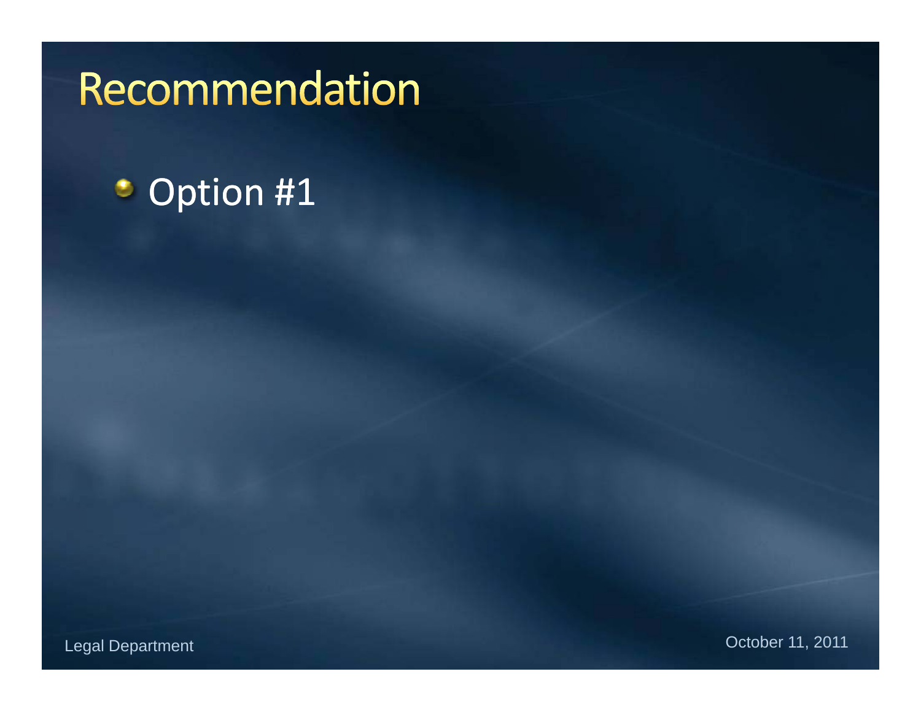# Recommendation

- Option #1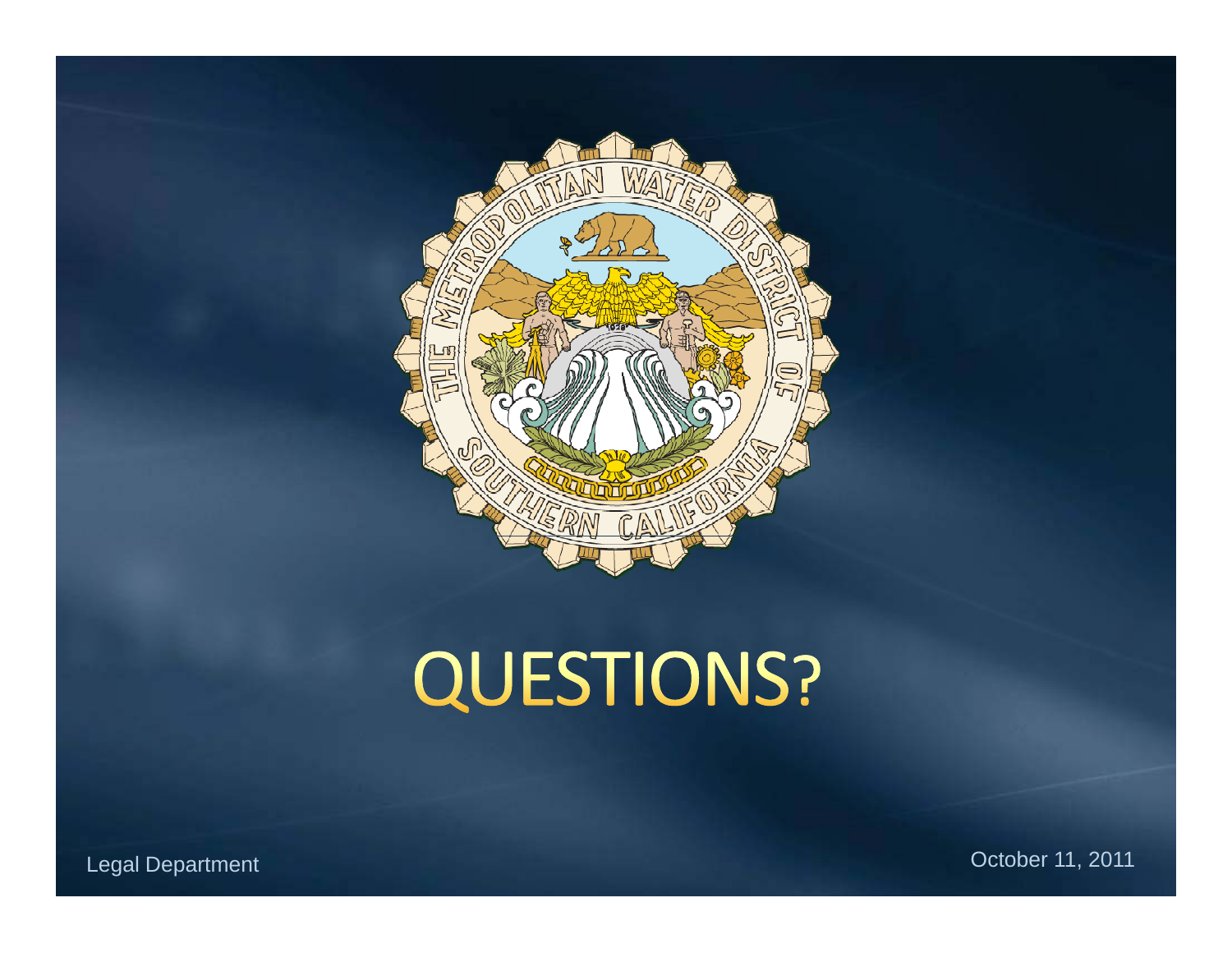# QUESTIONS?

Legal Department

October 11, 2011